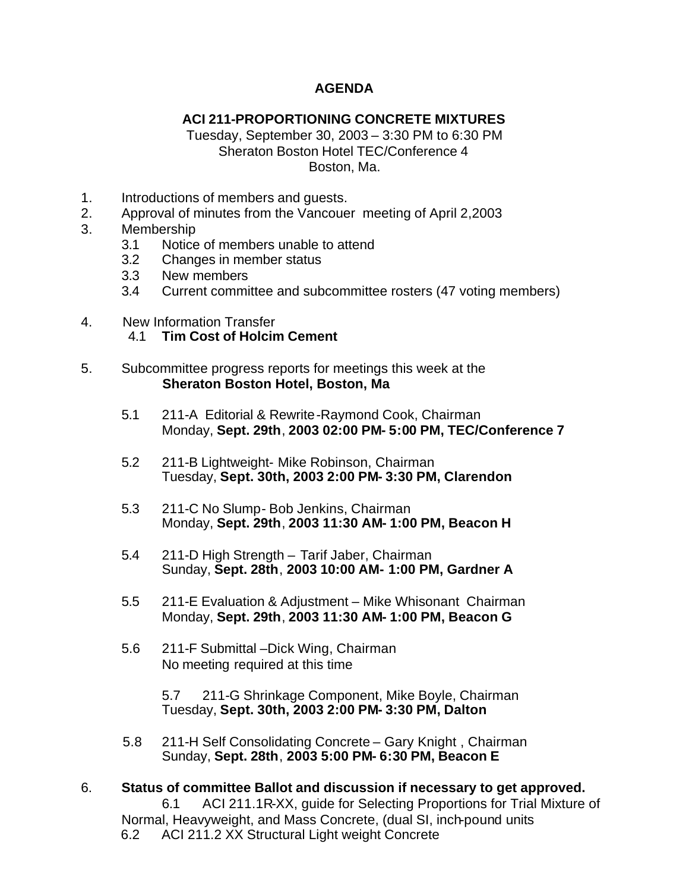# AGENDA

## ACI 211-PROPORTIONING CONCRETE MIXTURES

Tuesday, September 30, 2003 – 3:30 PM to 6:30 PM
Sheraton Boston Hotel TEC/Conference 4
Boston, Ma.

1. Introductions of members and guests.
2. Approval of minutes from the Vancouer meeting of April 2,2003
3. Membership
   - 3.1 Notice of members unable to attend
   - 3.2 Changes in member status
   - 3.3 New members
   - 3.4 Current committee and subcommittee rosters (47 voting members)

4. New Information Transfer
   - 4.1 **Tim Cost of Holcim Cement**

5. Subcommittee progress reports for meetings this week at the **Sheraton Boston Hotel, Boston, Ma**

   - 5.1 211-A Editorial & Rewrite-Raymond Cook, Chairman
     Monday, **Sept. 29th**, **2003 02:00 PM- 5:00 PM, TEC/Conference 7**

   - 5.2 211-B Lightweight- Mike Robinson, Chairman
     Tuesday, **Sept. 30th, 2003 2:00 PM- 3:30 PM, Clarendon**

   - 5.3 211-C No Slump- Bob Jenkins, Chairman
     Monday, **Sept. 29th**, **2003 11:30 AM- 1:00 PM, Beacon H**

   - 5.4 211-D High Strength – Tarif Jaber, Chairman
     Sunday, **Sept. 28th**, **2003 10:00 AM- 1:00 PM, Gardner A**

   - 5.5 211-E Evaluation & Adjustment – Mike Whisonant Chairman
     Monday, **Sept. 29th**, **2003 11:30 AM- 1:00 PM, Beacon G**

   - 5.6 211-F Submittal –Dick Wing, Chairman
     No meeting required at this time

   - 5.7 211-G Shrinkage Component, Mike Boyle, Chairman
     Tuesday, **Sept. 30th, 2003 2:00 PM- 3:30 PM, Dalton**

   - 5.8 211-H Self Consolidating Concrete – Gary Knight , Chairman
     Sunday, **Sept. 28th**, **2003 5:00 PM- 6:30 PM, Beacon E**

6. **Status of committee Ballot and discussion if necessary to get approved.**
   - 6.1 ACI 211.1R-XX, guide for Selecting Proportions for Trial Mixture of Normal, Heavyweight, and Mass Concrete, (dual SI, inch-pound units
   - 6.2 ACI 211.2 XX Structural Light weight Concrete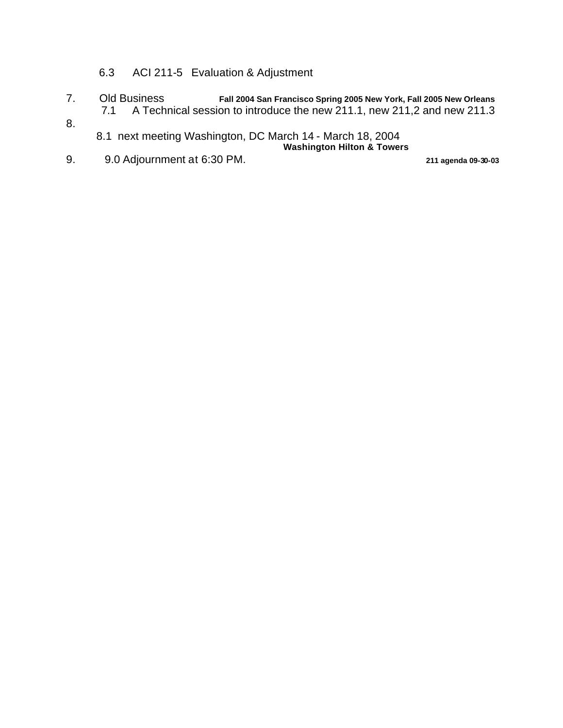6.3 ACI 211-5 Evaluation & Adjustment

7. Old Business **Fall 2004 San Francisco Spring 2005 New York, Fall 2005 New Orleans**

7.1 A Technical session to introduce the new 211.1, new 211,2 and new 211.3

8.

8.1 next meeting Washington, DC March 14 - March 18, 2004
**Washington Hilton & Towers**

9. 9.0 Adjournment at 6:30 PM.

**211 agenda 09-30-03**